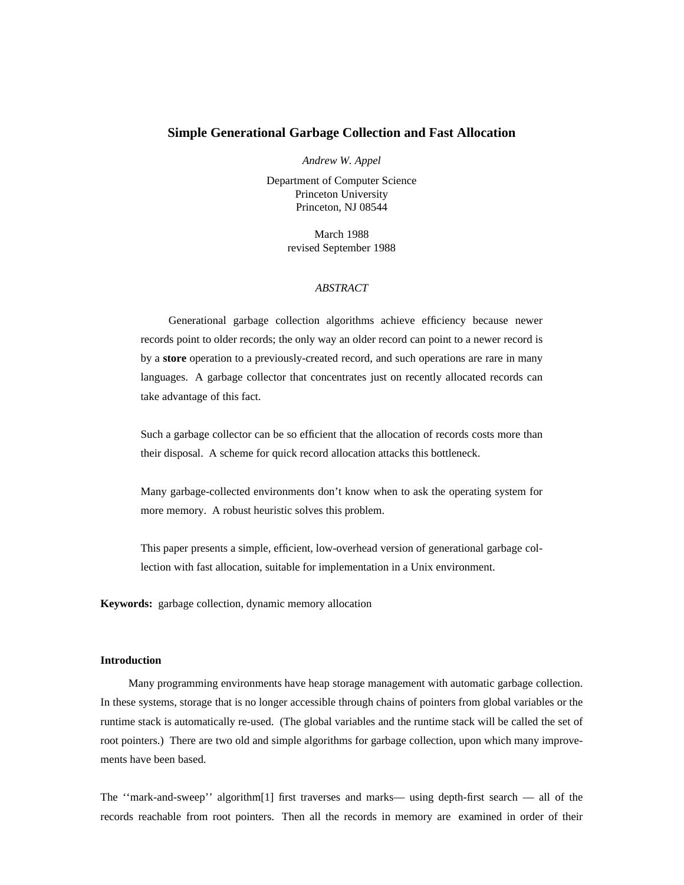# Simple Generational Garbage Collection and Fast Allocation

*Andrew W. Appel*

Department of Computer Science
Princeton University
Princeton, NJ 08544

March 1988
revised September 1988

*ABSTRACT*

Generational garbage collection algorithms achieve efficiency because newer records point to older records; the only way an older record can point to a newer record is by a **store** operation to a previously-created record, and such operations are rare in many languages. A garbage collector that concentrates just on recently allocated records can take advantage of this fact.

Such a garbage collector can be so efficient that the allocation of records costs more than their disposal. A scheme for quick record allocation attacks this bottleneck.

Many garbage-collected environments don't know when to ask the operating system for more memory. A robust heuristic solves this problem.

This paper presents a simple, efficient, low-overhead version of generational garbage collection with fast allocation, suitable for implementation in a Unix environment.

**Keywords:** garbage collection, dynamic memory allocation

### Introduction

Many programming environments have heap storage management with automatic garbage collection. In these systems, storage that is no longer accessible through chains of pointers from global variables or the runtime stack is automatically re-used. (The global variables and the runtime stack will be called the set of root pointers.) There are two old and simple algorithms for garbage collection, upon which many improvements have been based.

The ''mark-and-sweep'' algorithm[1] first traverses and marks— using depth-first search — all of the records reachable from root pointers. Then all the records in memory are examined in order of their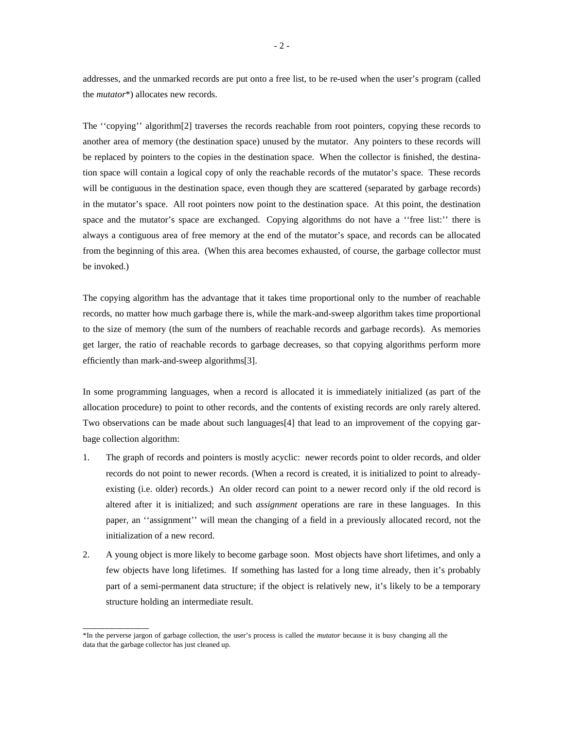addresses, and the unmarked records are put onto a free list, to be re-used when the user's program (called the *mutator**) allocates new records.

The ''copying'' algorithm[2] traverses the records reachable from root pointers, copying these records to another area of memory (the destination space) unused by the mutator. Any pointers to these records will be replaced by pointers to the copies in the destination space. When the collector is finished, the destination space will contain a logical copy of only the reachable records of the mutator's space. These records will be contiguous in the destination space, even though they are scattered (separated by garbage records) in the mutator's space. All root pointers now point to the destination space. At this point, the destination space and the mutator's space are exchanged. Copying algorithms do not have a ''free list:'' there is always a contiguous area of free memory at the end of the mutator's space, and records can be allocated from the beginning of this area. (When this area becomes exhausted, of course, the garbage collector must be invoked.)

The copying algorithm has the advantage that it takes time proportional only to the number of reachable records, no matter how much garbage there is, while the mark-and-sweep algorithm takes time proportional to the size of memory (the sum of the numbers of reachable records and garbage records). As memories get larger, the ratio of reachable records to garbage decreases, so that copying algorithms perform more efficiently than mark-and-sweep algorithms[3].

In some programming languages, when a record is allocated it is immediately initialized (as part of the allocation procedure) to point to other records, and the contents of existing records are only rarely altered. Two observations can be made about such languages[4] that lead to an improvement of the copying garbage collection algorithm:

1. The graph of records and pointers is mostly acyclic: newer records point to older records, and older records do not point to newer records. (When a record is created, it is initialized to point to already-existing (i.e. older) records.) An older record can point to a newer record only if the old record is altered after it is initialized; and such *assignment* operations are rare in these languages. In this paper, an ''assignment'' will mean the changing of a field in a previously allocated record, not the initialization of a new record.

2. A young object is more likely to become garbage soon. Most objects have short lifetimes, and only a few objects have long lifetimes. If something has lasted for a long time already, then it's probably part of a semi-permanent data structure; if the object is relatively new, it's likely to be a temporary structure holding an intermediate result.

---

*In the perverse jargon of garbage collection, the user's process is called the *mutator* because it is busy changing all the data that the garbage collector has just cleaned up.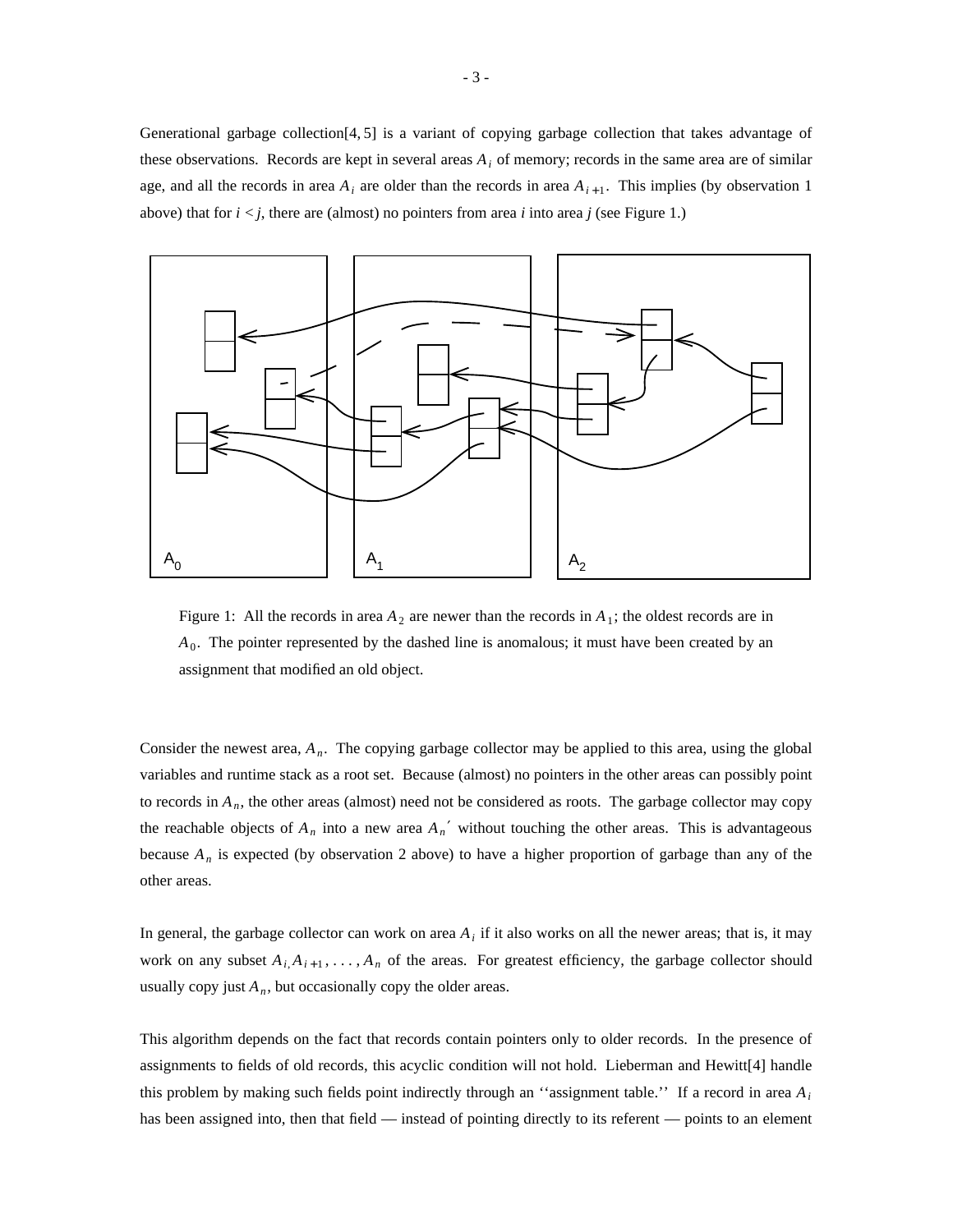Generational garbage collection[4, 5] is a variant of copying garbage collection that takes advantage of these observations. Records are kept in several areas $A_i$ of memory; records in the same area are of similar age, and all the records in area $A_i$ are older than the records in area $A_{i+1}$. This implies (by observation 1 above) that for $i < j$, there are (almost) no pointers from area $i$ into area $j$ (see Figure 1.)

Figure 1: All the records in area $A_2$ are newer than the records in $A_1$; the oldest records are in $A_0$. The pointer represented by the dashed line is anomalous; it must have been created by an assignment that modified an old object.

Consider the newest area, $A_n$. The copying garbage collector may be applied to this area, using the global variables and runtime stack as a root set. Because (almost) no pointers in the other areas can possibly point to records in $A_n$, the other areas (almost) need not be considered as roots. The garbage collector may copy the reachable objects of $A_n$ into a new area $A_n{}'$ without touching the other areas. This is advantageous because $A_n$ is expected (by observation 2 above) to have a higher proportion of garbage than any of the other areas.

In general, the garbage collector can work on area $A_i$ if it also works on all the newer areas; that is, it may work on any subset $A_i, A_{i+1}, \ldots, A_n$ of the areas. For greatest efficiency, the garbage collector should usually copy just $A_n$, but occasionally copy the older areas.

This algorithm depends on the fact that records contain pointers only to older records. In the presence of assignments to fields of old records, this acyclic condition will not hold. Lieberman and Hewitt[4] handle this problem by making such fields point indirectly through an ''assignment table.'' If a record in area $A_i$ has been assigned into, then that field — instead of pointing directly to its referent — points to an element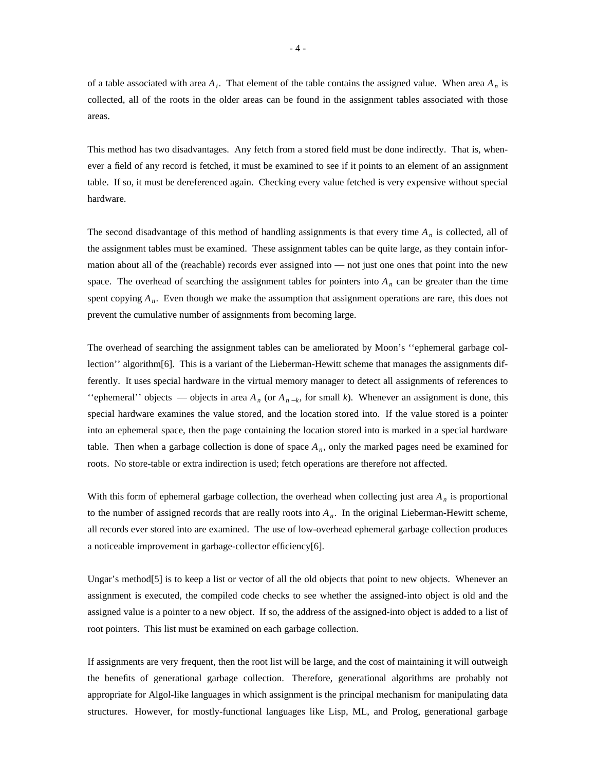of a table associated with area $A_i$. That element of the table contains the assigned value. When area $A_n$ is collected, all of the roots in the older areas can be found in the assignment tables associated with those areas.

This method has two disadvantages. Any fetch from a stored field must be done indirectly. That is, whenever a field of any record is fetched, it must be examined to see if it points to an element of an assignment table. If so, it must be dereferenced again. Checking every value fetched is very expensive without special hardware.

The second disadvantage of this method of handling assignments is that every time $A_n$ is collected, all of the assignment tables must be examined. These assignment tables can be quite large, as they contain information about all of the (reachable) records ever assigned into — not just one ones that point into the new space. The overhead of searching the assignment tables for pointers into $A_n$ can be greater than the time spent copying $A_n$. Even though we make the assumption that assignment operations are rare, this does not prevent the cumulative number of assignments from becoming large.

The overhead of searching the assignment tables can be ameliorated by Moon's ''ephemeral garbage collection'' algorithm[6]. This is a variant of the Lieberman-Hewitt scheme that manages the assignments differently. It uses special hardware in the virtual memory manager to detect all assignments of references to ''ephemeral'' objects — objects in area $A_n$ (or $A_{n-k}$, for small $k$). Whenever an assignment is done, this special hardware examines the value stored, and the location stored into. If the value stored is a pointer into an ephemeral space, then the page containing the location stored into is marked in a special hardware table. Then when a garbage collection is done of space $A_n$, only the marked pages need be examined for roots. No store-table or extra indirection is used; fetch operations are therefore not affected.

With this form of ephemeral garbage collection, the overhead when collecting just area $A_n$ is proportional to the number of assigned records that are really roots into $A_n$. In the original Lieberman-Hewitt scheme, all records ever stored into are examined. The use of low-overhead ephemeral garbage collection produces a noticeable improvement in garbage-collector efficiency[6].

Ungar's method[5] is to keep a list or vector of all the old objects that point to new objects. Whenever an assignment is executed, the compiled code checks to see whether the assigned-into object is old and the assigned value is a pointer to a new object. If so, the address of the assigned-into object is added to a list of root pointers. This list must be examined on each garbage collection.

If assignments are very frequent, then the root list will be large, and the cost of maintaining it will outweigh the benefits of generational garbage collection. Therefore, generational algorithms are probably not appropriate for Algol-like languages in which assignment is the principal mechanism for manipulating data structures. However, for mostly-functional languages like Lisp, ML, and Prolog, generational garbage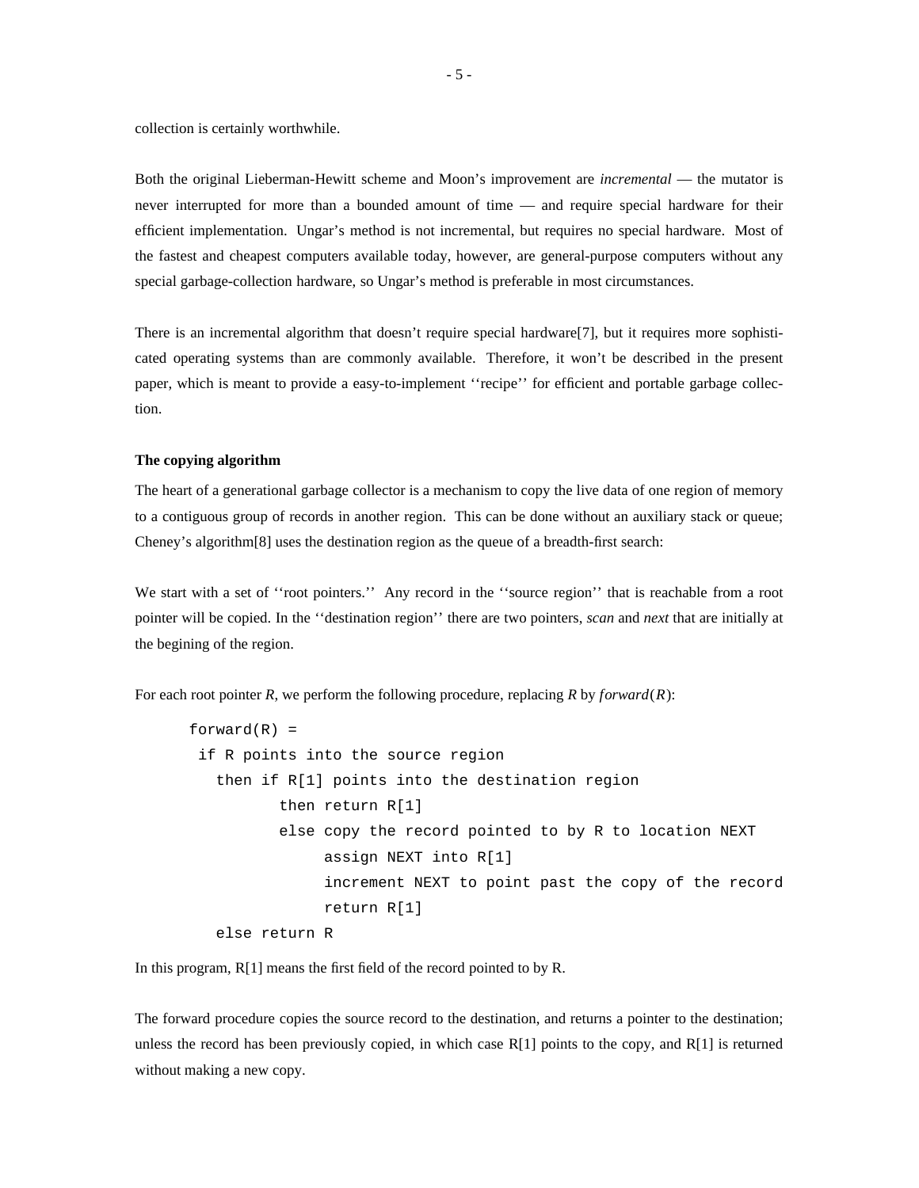collection is certainly worthwhile.

Both the original Lieberman-Hewitt scheme and Moon's improvement are *incremental* — the mutator is never interrupted for more than a bounded amount of time — and require special hardware for their efficient implementation. Ungar's method is not incremental, but requires no special hardware. Most of the fastest and cheapest computers available today, however, are general-purpose computers without any special garbage-collection hardware, so Ungar's method is preferable in most circumstances.

There is an incremental algorithm that doesn't require special hardware[7], but it requires more sophisticated operating systems than are commonly available. Therefore, it won't be described in the present paper, which is meant to provide a easy-to-implement ''recipe'' for efficient and portable garbage collection.

**The copying algorithm**

The heart of a generational garbage collector is a mechanism to copy the live data of one region of memory to a contiguous group of records in another region. This can be done without an auxiliary stack or queue; Cheney's algorithm[8] uses the destination region as the queue of a breadth-first search:

We start with a set of ''root pointers.'' Any record in the ''source region'' that is reachable from a root pointer will be copied. In the ''destination region'' there are two pointers, *scan* and *next* that are initially at the begining of the region.

For each root pointer *R*, we perform the following procedure, replacing *R* by $forward(R)$:

```
forward(R) =
 if R points into the source region
   then if R[1] points into the destination region
          then return R[1]
          else copy the record pointed to by R to location NEXT
               assign NEXT into R[1]
               increment NEXT to point past the copy of the record
               return R[1]
   else return R
```

In this program, R[1] means the first field of the record pointed to by R.

The forward procedure copies the source record to the destination, and returns a pointer to the destination; unless the record has been previously copied, in which case R[1] points to the copy, and R[1] is returned without making a new copy.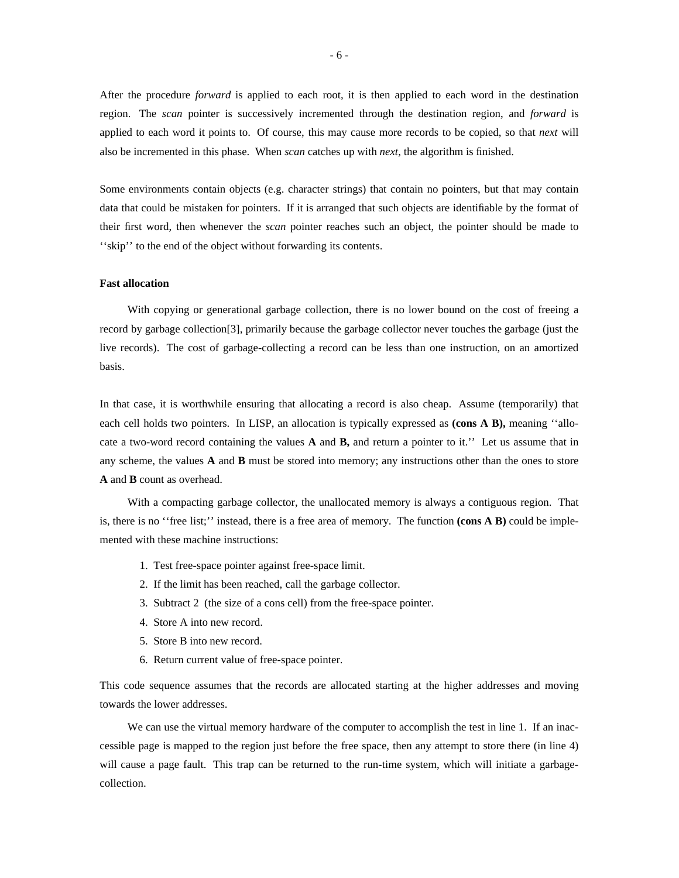After the procedure *forward* is applied to each root, it is then applied to each word in the destination region. The *scan* pointer is successively incremented through the destination region, and *forward* is applied to each word it points to. Of course, this may cause more records to be copied, so that *next* will also be incremented in this phase. When *scan* catches up with *next*, the algorithm is finished.

Some environments contain objects (e.g. character strings) that contain no pointers, but that may contain data that could be mistaken for pointers. If it is arranged that such objects are identifiable by the format of their first word, then whenever the *scan* pointer reaches such an object, the pointer should be made to ''skip'' to the end of the object without forwarding its contents.

**Fast allocation**

With copying or generational garbage collection, there is no lower bound on the cost of freeing a record by garbage collection[3], primarily because the garbage collector never touches the garbage (just the live records). The cost of garbage-collecting a record can be less than one instruction, on an amortized basis.

In that case, it is worthwhile ensuring that allocating a record is also cheap. Assume (temporarily) that each cell holds two pointers. In LISP, an allocation is typically expressed as **(cons A B),** meaning ''allocate a two-word record containing the values **A** and **B,** and return a pointer to it.'' Let us assume that in any scheme, the values **A** and **B** must be stored into memory; any instructions other than the ones to store **A** and **B** count as overhead.

With a compacting garbage collector, the unallocated memory is always a contiguous region. That is, there is no ''free list;'' instead, there is a free area of memory. The function **(cons A B)** could be implemented with these machine instructions:

1. Test free-space pointer against free-space limit.
2. If the limit has been reached, call the garbage collector.
3. Subtract 2 (the size of a cons cell) from the free-space pointer.
4. Store A into new record.
5. Store B into new record.
6. Return current value of free-space pointer.

This code sequence assumes that the records are allocated starting at the higher addresses and moving towards the lower addresses.

We can use the virtual memory hardware of the computer to accomplish the test in line 1. If an inaccessible page is mapped to the region just before the free space, then any attempt to store there (in line 4) will cause a page fault. This trap can be returned to the run-time system, which will initiate a garbage-collection.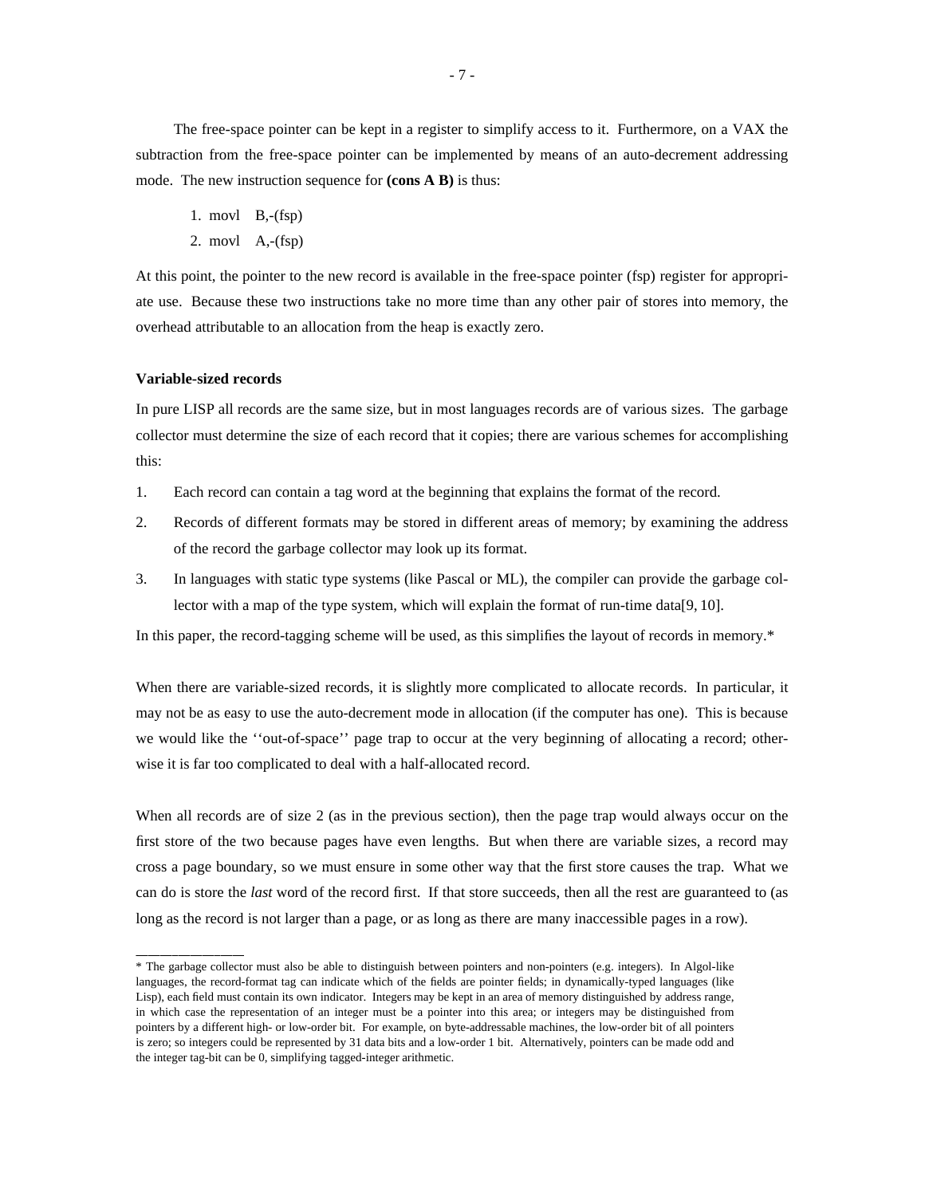The free-space pointer can be kept in a register to simplify access to it. Furthermore, on a VAX the subtraction from the free-space pointer can be implemented by means of an auto-decrement addressing mode. The new instruction sequence for **(cons A B)** is thus:

```
1. movl    B,-(fsp)
2. movl    A,-(fsp)
```

At this point, the pointer to the new record is available in the free-space pointer (fsp) register for appropriate use. Because these two instructions take no more time than any other pair of stores into memory, the overhead attributable to an allocation from the heap is exactly zero.

**Variable-sized records**

In pure LISP all records are the same size, but in most languages records are of various sizes. The garbage collector must determine the size of each record that it copies; there are various schemes for accomplishing this:

1. Each record can contain a tag word at the beginning that explains the format of the record.
2. Records of different formats may be stored in different areas of memory; by examining the address of the record the garbage collector may look up its format.
3. In languages with static type systems (like Pascal or ML), the compiler can provide the garbage collector with a map of the type system, which will explain the format of run-time data[9, 10].

In this paper, the record-tagging scheme will be used, as this simplifies the layout of records in memory.*

When there are variable-sized records, it is slightly more complicated to allocate records. In particular, it may not be as easy to use the auto-decrement mode in allocation (if the computer has one). This is because we would like the ''out-of-space'' page trap to occur at the very beginning of allocating a record; otherwise it is far too complicated to deal with a half-allocated record.

When all records are of size 2 (as in the previous section), then the page trap would always occur on the first store of the two because pages have even lengths. But when there are variable sizes, a record may cross a page boundary, so we must ensure in some other way that the first store causes the trap. What we can do is store the *last* word of the record first. If that store succeeds, then all the rest are guaranteed to (as long as the record is not larger than a page, or as long as there are many inaccessible pages in a row).

---

* The garbage collector must also be able to distinguish between pointers and non-pointers (e.g. integers). In Algol-like languages, the record-format tag can indicate which of the fields are pointer fields; in dynamically-typed languages (like Lisp), each field must contain its own indicator. Integers may be kept in an area of memory distinguished by address range, in which case the representation of an integer must be a pointer into this area; or integers may be distinguished from pointers by a different high- or low-order bit. For example, on byte-addressable machines, the low-order bit of all pointers is zero; so integers could be represented by 31 data bits and a low-order 1 bit. Alternatively, pointers can be made odd and the integer tag-bit can be 0, simplifying tagged-integer arithmetic.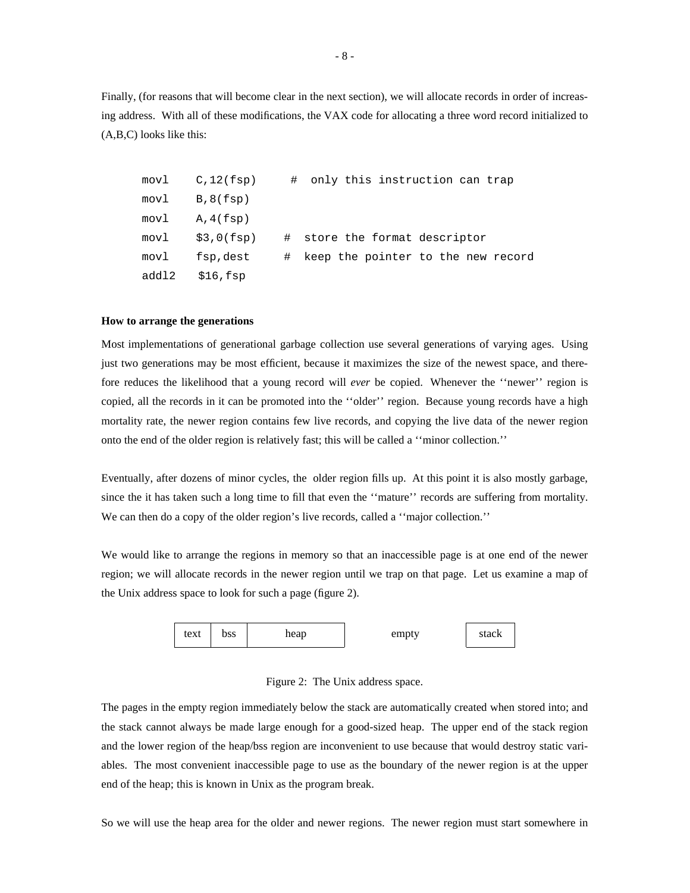Finally, (for reasons that will become clear in the next section), we will allocate records in order of increasing address. With all of these modifications, the VAX code for allocating a three word record initialized to (A,B,C) looks like this:

```
movl    C,12(fsp)     #  only this instruction can trap
movl    B,8(fsp)
movl    A,4(fsp)
movl    $3,0(fsp)    #  store the format descriptor
movl    fsp,dest     #  keep the pointer to the new record
addl2   $16,fsp
```

**How to arrange the generations**

Most implementations of generational garbage collection use several generations of varying ages. Using just two generations may be most efficient, because it maximizes the size of the newest space, and therefore reduces the likelihood that a young record will *ever* be copied. Whenever the ''newer'' region is copied, all the records in it can be promoted into the ''older'' region. Because young records have a high mortality rate, the newer region contains few live records, and copying the live data of the newer region onto the end of the older region is relatively fast; this will be called a ''minor collection.''

Eventually, after dozens of minor cycles, the older region fills up. At this point it is also mostly garbage, since the it has taken such a long time to fill that even the ''mature'' records are suffering from mortality. We can then do a copy of the older region's live records, called a ''major collection.''

We would like to arrange the regions in memory so that an inaccessible page is at one end of the newer region; we will allocate records in the newer region until we trap on that page. Let us examine a map of the Unix address space to look for such a page (figure 2).

| text | bss | heap | empty | stack |
|---|---|---|---|---|

Figure 2: The Unix address space.

The pages in the empty region immediately below the stack are automatically created when stored into; and the stack cannot always be made large enough for a good-sized heap. The upper end of the stack region and the lower region of the heap/bss region are inconvenient to use because that would destroy static variables. The most convenient inaccessible page to use as the boundary of the newer region is at the upper end of the heap; this is known in Unix as the program break.

So we will use the heap area for the older and newer regions. The newer region must start somewhere in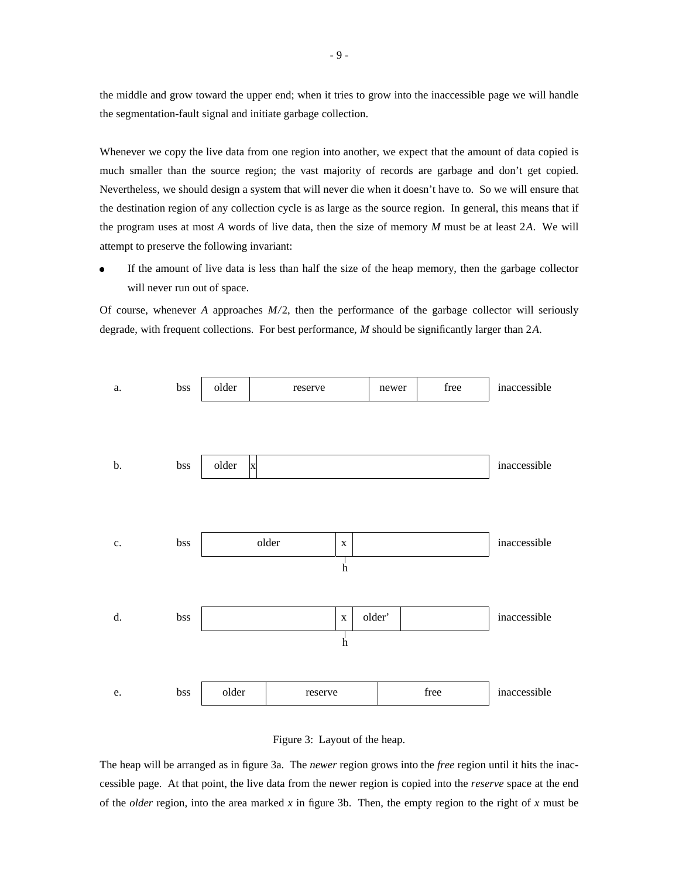the middle and grow toward the upper end; when it tries to grow into the inaccessible page we will handle the segmentation-fault signal and initiate garbage collection.

Whenever we copy the live data from one region into another, we expect that the amount of data copied is much smaller than the source region; the vast majority of records are garbage and don't get copied. Nevertheless, we should design a system that will never die when it doesn't have to. So we will ensure that the destination region of any collection cycle is as large as the source region. In general, this means that if the program uses at most $A$ words of live data, then the size of memory $M$ must be at least $2A$. We will attempt to preserve the following invariant:

- If the amount of live data is less than half the size of the heap memory, then the garbage collector will never run out of space.

Of course, whenever $A$ approaches $M/2$, then the performance of the garbage collector will seriously degrade, with frequent collections. For best performance, $M$ should be significantly larger than $2A$.

```
a.   bss | older |        reserve        | newer |   free   | inaccessible

b.   bss | older |x|                                        | inaccessible

c.   bss |        older        | x |                        | inaccessible
                                 h

d.   bss |                     | x | older' |               | inaccessible
                                 h

e.   bss |  older  |     reserve     |        free          | inaccessible
```

Figure 3: Layout of the heap.

The heap will be arranged as in figure 3a. The *newer* region grows into the *free* region until it hits the inaccessible page. At that point, the live data from the newer region is copied into the *reserve* space at the end of the *older* region, into the area marked *x* in figure 3b. Then, the empty region to the right of *x* must be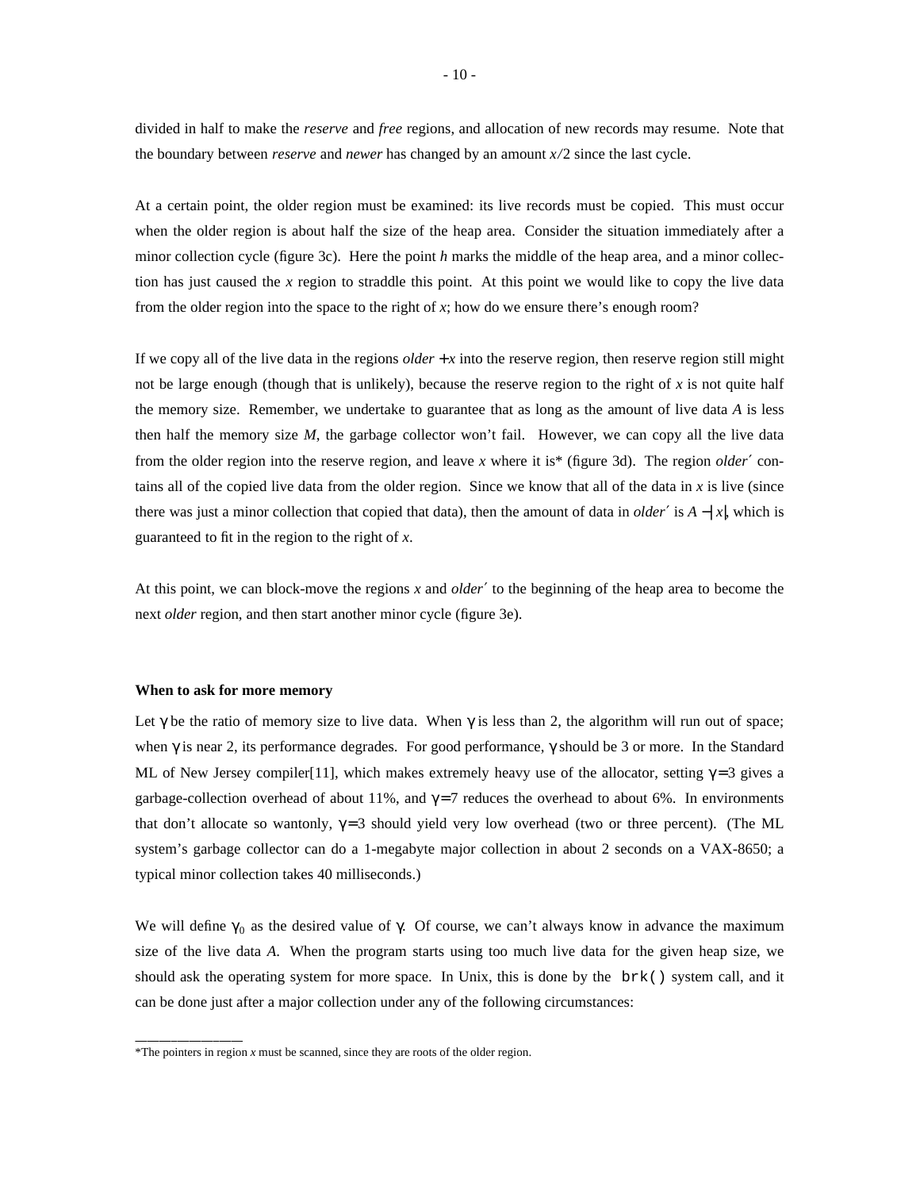divided in half to make the *reserve* and *free* regions, and allocation of new records may resume. Note that the boundary between *reserve* and *newer* has changed by an amount $x/2$ since the last cycle.

At a certain point, the older region must be examined: its live records must be copied. This must occur when the older region is about half the size of the heap area. Consider the situation immediately after a minor collection cycle (figure 3c). Here the point $h$ marks the middle of the heap area, and a minor collection has just caused the $x$ region to straddle this point. At this point we would like to copy the live data from the older region into the space to the right of $x$; how do we ensure there's enough room?

If we copy all of the live data in the regions $older + x$ into the reserve region, then reserve region still might not be large enough (though that is unlikely), because the reserve region to the right of $x$ is not quite half the memory size. Remember, we undertake to guarantee that as long as the amount of live data $A$ is less then half the memory size $M$, the garbage collector won't fail. However, we can copy all the live data from the older region into the reserve region, and leave $x$ where it is* (figure 3d). The region $older'$ contains all of the copied live data from the older region. Since we know that all of the data in $x$ is live (since there was just a minor collection that copied that data), then the amount of data in $older'$ is $A - |x|$, which is guaranteed to fit in the region to the right of $x$.

At this point, we can block-move the regions $x$ and $older'$ to the beginning of the heap area to become the next *older* region, and then start another minor cycle (figure 3e).

**When to ask for more memory**

Let $\gamma$ be the ratio of memory size to live data. When $\gamma$ is less than 2, the algorithm will run out of space; when $\gamma$ is near 2, its performance degrades. For good performance, $\gamma$ should be 3 or more. In the Standard ML of New Jersey compiler[11], which makes extremely heavy use of the allocator, setting $\gamma = 3$ gives a garbage-collection overhead of about 11%, and $\gamma = 7$ reduces the overhead to about 6%. In environments that don't allocate so wantonly, $\gamma = 3$ should yield very low overhead (two or three percent). (The ML system's garbage collector can do a 1-megabyte major collection in about 2 seconds on a VAX-8650; a typical minor collection takes 40 milliseconds.)

We will define $\gamma_0$ as the desired value of $\gamma$. Of course, we can't always know in advance the maximum size of the live data $A$. When the program starts using too much live data for the given heap size, we should ask the operating system for more space. In Unix, this is done by the `brk()` system call, and it can be done just after a major collection under any of the following circumstances:

---

*The pointers in region $x$ must be scanned, since they are roots of the older region.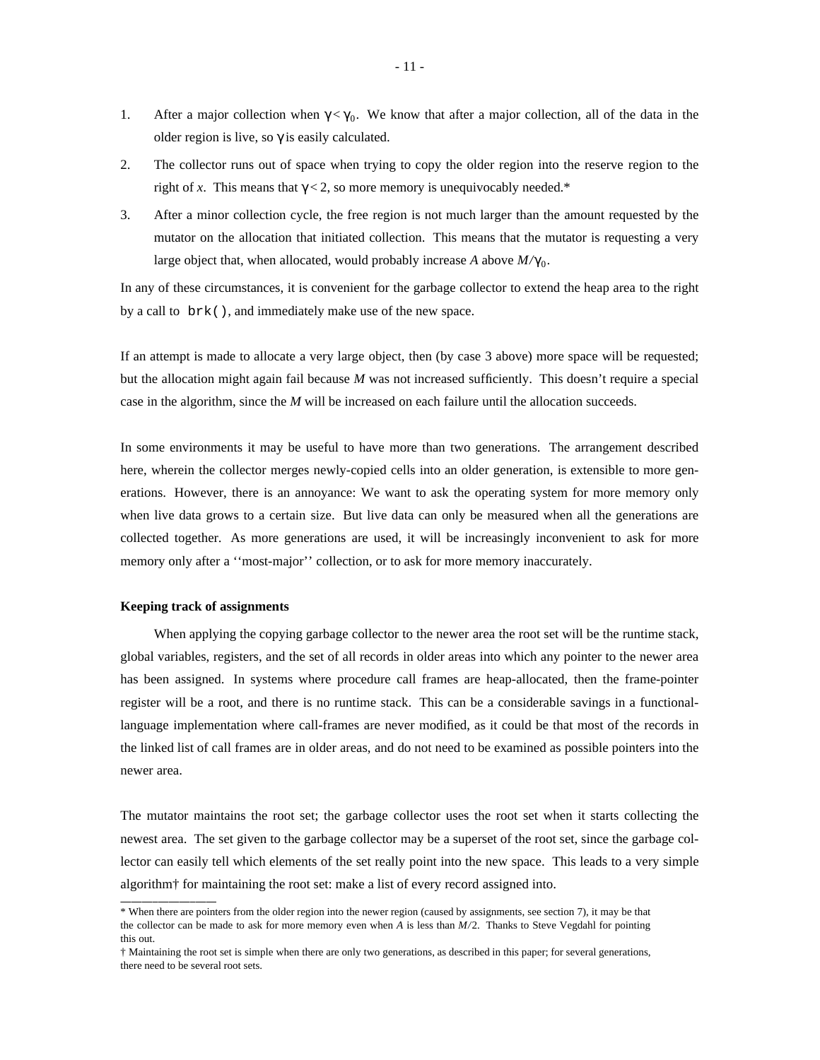1. After a major collection when $\gamma < \gamma_0$. We know that after a major collection, all of the data in the older region is live, so $\gamma$ is easily calculated.
2. The collector runs out of space when trying to copy the older region into the reserve region to the right of $x$. This means that $\gamma < 2$, so more memory is unequivocably needed.*
3. After a minor collection cycle, the free region is not much larger than the amount requested by the mutator on the allocation that initiated collection. This means that the mutator is requesting a very large object that, when allocated, would probably increase $A$ above $M/\gamma_0$.

In any of these circumstances, it is convenient for the garbage collector to extend the heap area to the right by a call to `brk()`, and immediately make use of the new space.

If an attempt is made to allocate a very large object, then (by case 3 above) more space will be requested; but the allocation might again fail because $M$ was not increased sufficiently. This doesn't require a special case in the algorithm, since the $M$ will be increased on each failure until the allocation succeeds.

In some environments it may be useful to have more than two generations. The arrangement described here, wherein the collector merges newly-copied cells into an older generation, is extensible to more generations. However, there is an annoyance: We want to ask the operating system for more memory only when live data grows to a certain size. But live data can only be measured when all the generations are collected together. As more generations are used, it will be increasingly inconvenient to ask for more memory only after a ''most-major'' collection, or to ask for more memory inaccurately.

**Keeping track of assignments**

When applying the copying garbage collector to the newer area the root set will be the runtime stack, global variables, registers, and the set of all records in older areas into which any pointer to the newer area has been assigned. In systems where procedure call frames are heap-allocated, then the frame-pointer register will be a root, and there is no runtime stack. This can be a considerable savings in a functional-language implementation where call-frames are never modified, as it could be that most of the records in the linked list of call frames are in older areas, and do not need to be examined as possible pointers into the newer area.

The mutator maintains the root set; the garbage collector uses the root set when it starts collecting the newest area. The set given to the garbage collector may be a superset of the root set, since the garbage collector can easily tell which elements of the set really point into the new space. This leads to a very simple algorithm† for maintaining the root set: make a list of every record assigned into.

---

* When there are pointers from the older region into the newer region (caused by assignments, see section 7), it may be that the collector can be made to ask for more memory even when $A$ is less than $M/2$. Thanks to Steve Vegdahl for pointing this out.

† Maintaining the root set is simple when there are only two generations, as described in this paper; for several generations, there need to be several root sets.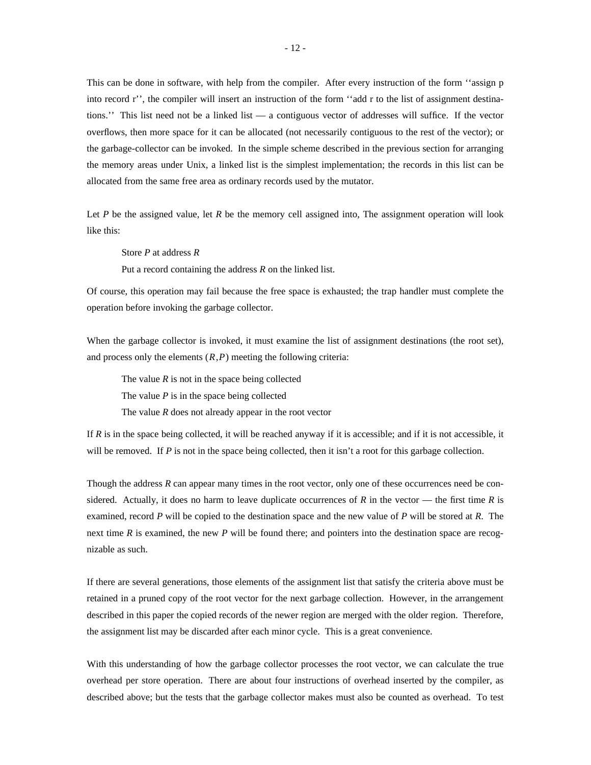This can be done in software, with help from the compiler. After every instruction of the form ''assign p into record r'', the compiler will insert an instruction of the form ''add r to the list of assignment destinations.'' This list need not be a linked list — a contiguous vector of addresses will suffice. If the vector overflows, then more space for it can be allocated (not necessarily contiguous to the rest of the vector); or the garbage-collector can be invoked. In the simple scheme described in the previous section for arranging the memory areas under Unix, a linked list is the simplest implementation; the records in this list can be allocated from the same free area as ordinary records used by the mutator.

Let $P$ be the assigned value, let $R$ be the memory cell assigned into, The assignment operation will look like this:

> Store $P$ at address $R$
>
> Put a record containing the address $R$ on the linked list.

Of course, this operation may fail because the free space is exhausted; the trap handler must complete the operation before invoking the garbage collector.

When the garbage collector is invoked, it must examine the list of assignment destinations (the root set), and process only the elements $(R,P)$ meeting the following criteria:

> The value $R$ is not in the space being collected
>
> The value $P$ is in the space being collected
>
> The value $R$ does not already appear in the root vector

If $R$ is in the space being collected, it will be reached anyway if it is accessible; and if it is not accessible, it will be removed. If $P$ is not in the space being collected, then it isn't a root for this garbage collection.

Though the address $R$ can appear many times in the root vector, only one of these occurrences need be considered. Actually, it does no harm to leave duplicate occurrences of $R$ in the vector — the first time $R$ is examined, record $P$ will be copied to the destination space and the new value of $P$ will be stored at $R$. The next time $R$ is examined, the new $P$ will be found there; and pointers into the destination space are recognizable as such.

If there are several generations, those elements of the assignment list that satisfy the criteria above must be retained in a pruned copy of the root vector for the next garbage collection. However, in the arrangement described in this paper the copied records of the newer region are merged with the older region. Therefore, the assignment list may be discarded after each minor cycle. This is a great convenience.

With this understanding of how the garbage collector processes the root vector, we can calculate the true overhead per store operation. There are about four instructions of overhead inserted by the compiler, as described above; but the tests that the garbage collector makes must also be counted as overhead. To test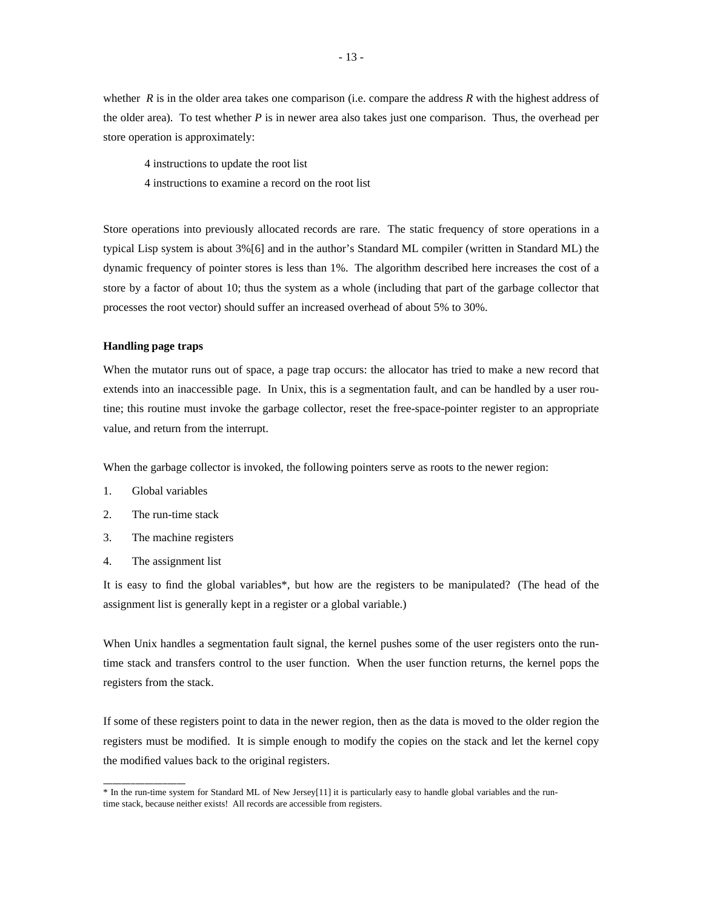whether $R$ is in the older area takes one comparison (i.e. compare the address $R$ with the highest address of the older area). To test whether $P$ is in newer area also takes just one comparison. Thus, the overhead per store operation is approximately:

> 4 instructions to update the root list
> 4 instructions to examine a record on the root list

Store operations into previously allocated records are rare. The static frequency of store operations in a typical Lisp system is about 3%[6] and in the author's Standard ML compiler (written in Standard ML) the dynamic frequency of pointer stores is less than 1%. The algorithm described here increases the cost of a store by a factor of about 10; thus the system as a whole (including that part of the garbage collector that processes the root vector) should suffer an increased overhead of about 5% to 30%.

**Handling page traps**

When the mutator runs out of space, a page trap occurs: the allocator has tried to make a new record that extends into an inaccessible page. In Unix, this is a segmentation fault, and can be handled by a user routine; this routine must invoke the garbage collector, reset the free-space-pointer register to an appropriate value, and return from the interrupt.

When the garbage collector is invoked, the following pointers serve as roots to the newer region:

1. Global variables
2. The run-time stack
3. The machine registers
4. The assignment list

It is easy to find the global variables*, but how are the registers to be manipulated? (The head of the assignment list is generally kept in a register or a global variable.)

When Unix handles a segmentation fault signal, the kernel pushes some of the user registers onto the run-time stack and transfers control to the user function. When the user function returns, the kernel pops the registers from the stack.

If some of these registers point to data in the newer region, then as the data is moved to the older region the registers must be modified. It is simple enough to modify the copies on the stack and let the kernel copy the modified values back to the original registers.

---

* In the run-time system for Standard ML of New Jersey[11] it is particularly easy to handle global variables and the run-time stack, because neither exists! All records are accessible from registers.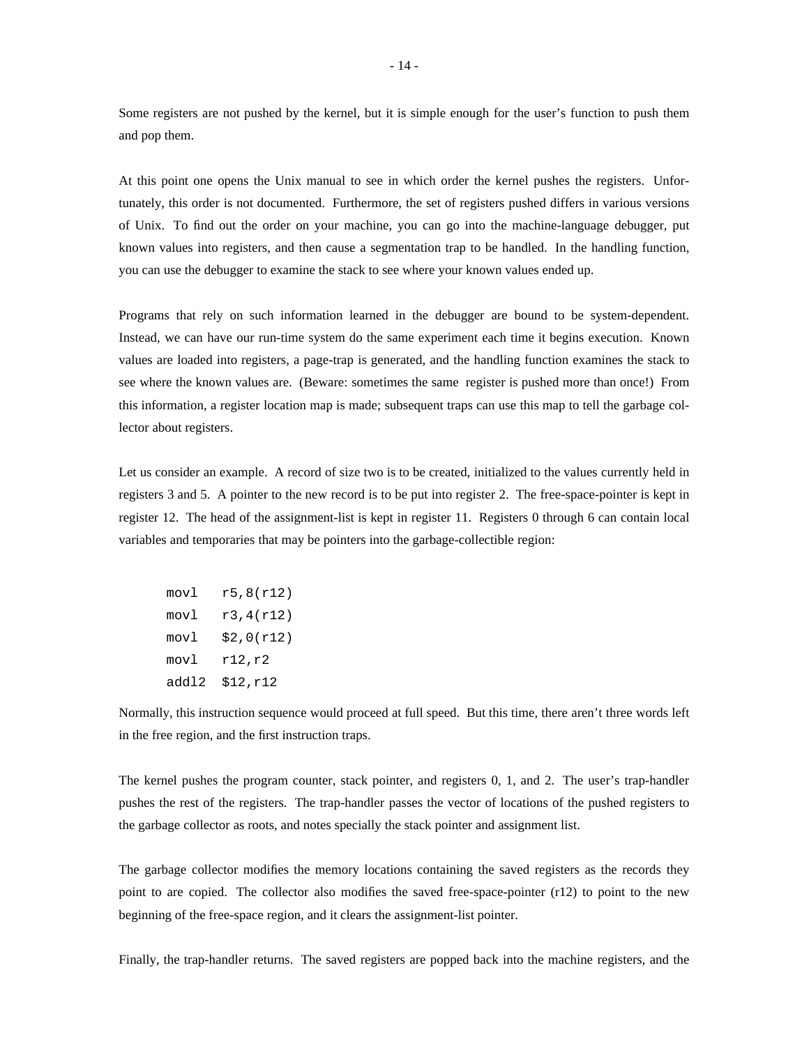Some registers are not pushed by the kernel, but it is simple enough for the user's function to push them and pop them.

At this point one opens the Unix manual to see in which order the kernel pushes the registers. Unfortunately, this order is not documented. Furthermore, the set of registers pushed differs in various versions of Unix. To find out the order on your machine, you can go into the machine-language debugger, put known values into registers, and then cause a segmentation trap to be handled. In the handling function, you can use the debugger to examine the stack to see where your known values ended up.

Programs that rely on such information learned in the debugger are bound to be system-dependent. Instead, we can have our run-time system do the same experiment each time it begins execution. Known values are loaded into registers, a page-trap is generated, and the handling function examines the stack to see where the known values are. (Beware: sometimes the same register is pushed more than once!) From this information, a register location map is made; subsequent traps can use this map to tell the garbage collector about registers.

Let us consider an example. A record of size two is to be created, initialized to the values currently held in registers 3 and 5. A pointer to the new record is to be put into register 2. The free-space-pointer is kept in register 12. The head of the assignment-list is kept in register 11. Registers 0 through 6 can contain local variables and temporaries that may be pointers into the garbage-collectible region:

```
movl   r5,8(r12)
movl   r3,4(r12)
movl   $2,0(r12)
movl   r12,r2
addl2  $12,r12
```

Normally, this instruction sequence would proceed at full speed. But this time, there aren't three words left in the free region, and the first instruction traps.

The kernel pushes the program counter, stack pointer, and registers 0, 1, and 2. The user's trap-handler pushes the rest of the registers. The trap-handler passes the vector of locations of the pushed registers to the garbage collector as roots, and notes specially the stack pointer and assignment list.

The garbage collector modifies the memory locations containing the saved registers as the records they point to are copied. The collector also modifies the saved free-space-pointer (r12) to point to the new beginning of the free-space region, and it clears the assignment-list pointer.

Finally, the trap-handler returns. The saved registers are popped back into the machine registers, and the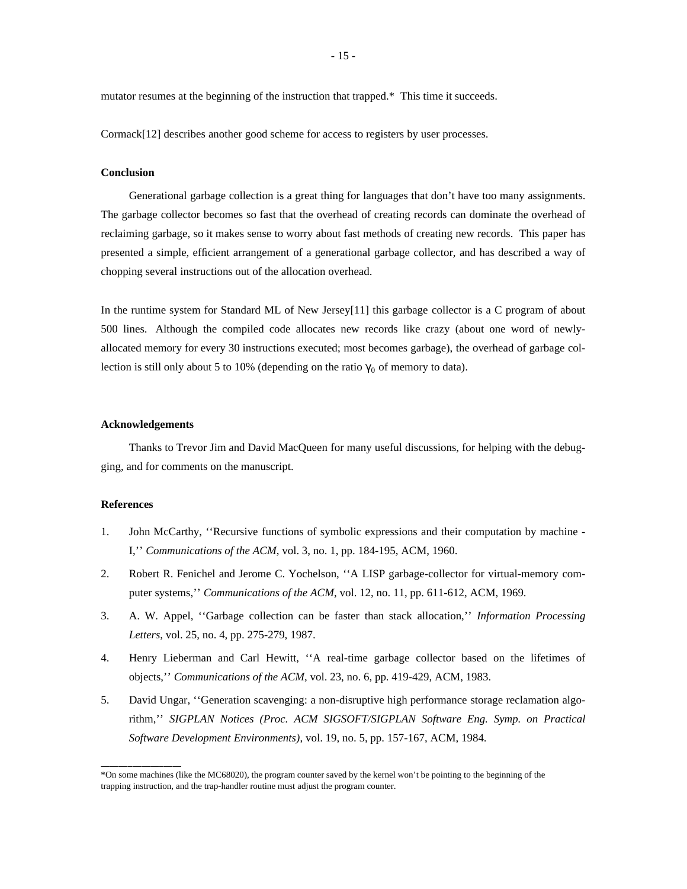mutator resumes at the beginning of the instruction that trapped.* This time it succeeds.

Cormack[12] describes another good scheme for access to registers by user processes.

### Conclusion

Generational garbage collection is a great thing for languages that don't have too many assignments. The garbage collector becomes so fast that the overhead of creating records can dominate the overhead of reclaiming garbage, so it makes sense to worry about fast methods of creating new records. This paper has presented a simple, efficient arrangement of a generational garbage collector, and has described a way of chopping several instructions out of the allocation overhead.

In the runtime system for Standard ML of New Jersey[11] this garbage collector is a C program of about 500 lines. Although the compiled code allocates new records like crazy (about one word of newly-allocated memory for every 30 instructions executed; most becomes garbage), the overhead of garbage collection is still only about 5 to 10% (depending on the ratio $\gamma_0$ of memory to data).

### Acknowledgements

Thanks to Trevor Jim and David MacQueen for many useful discussions, for helping with the debugging, and for comments on the manuscript.

### References

1. John McCarthy, ''Recursive functions of symbolic expressions and their computation by machine - I,'' *Communications of the ACM*, vol. 3, no. 1, pp. 184-195, ACM, 1960.
2. Robert R. Fenichel and Jerome C. Yochelson, ''A LISP garbage-collector for virtual-memory computer systems,'' *Communications of the ACM*, vol. 12, no. 11, pp. 611-612, ACM, 1969.
3. A. W. Appel, ''Garbage collection can be faster than stack allocation,'' *Information Processing Letters*, vol. 25, no. 4, pp. 275-279, 1987.
4. Henry Lieberman and Carl Hewitt, ''A real-time garbage collector based on the lifetimes of objects,'' *Communications of the ACM*, vol. 23, no. 6, pp. 419-429, ACM, 1983.
5. David Ungar, ''Generation scavenging: a non-disruptive high performance storage reclamation algorithm,'' *SIGPLAN Notices (Proc. ACM SIGSOFT/SIGPLAN Software Eng. Symp. on Practical Software Development Environments)*, vol. 19, no. 5, pp. 157-167, ACM, 1984.

---

*On some machines (like the MC68020), the program counter saved by the kernel won't be pointing to the beginning of the trapping instruction, and the trap-handler routine must adjust the program counter.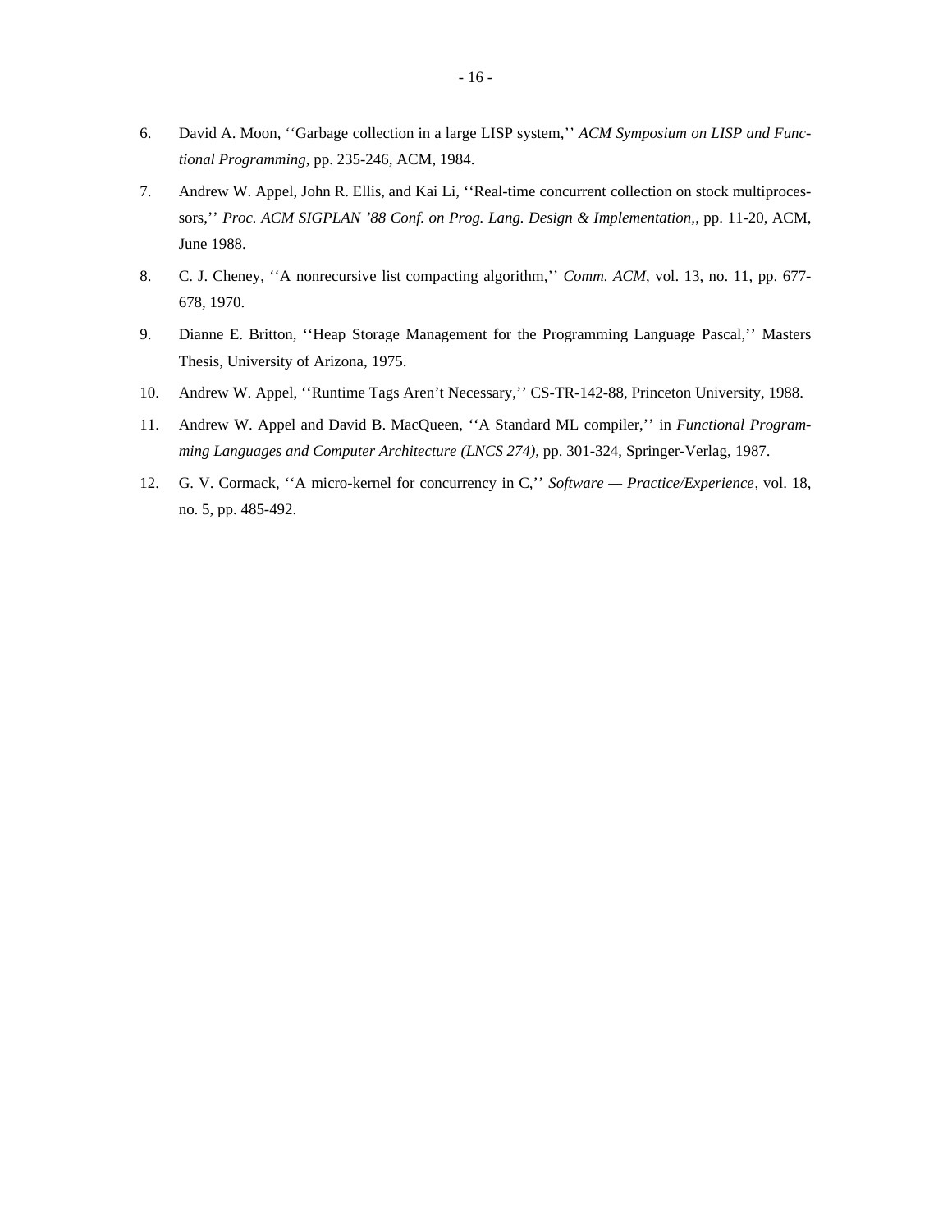6. David A. Moon, ''Garbage collection in a large LISP system,'' *ACM Symposium on LISP and Functional Programming*, pp. 235-246, ACM, 1984.

7. Andrew W. Appel, John R. Ellis, and Kai Li, ''Real-time concurrent collection on stock multiprocessors,'' *Proc. ACM SIGPLAN '88 Conf. on Prog. Lang. Design & Implementation*,, pp. 11-20, ACM, June 1988.

8. C. J. Cheney, ''A nonrecursive list compacting algorithm,'' *Comm. ACM*, vol. 13, no. 11, pp. 677-678, 1970.

9. Dianne E. Britton, ''Heap Storage Management for the Programming Language Pascal,'' Masters Thesis, University of Arizona, 1975.

10. Andrew W. Appel, ''Runtime Tags Aren't Necessary,'' CS-TR-142-88, Princeton University, 1988.

11. Andrew W. Appel and David B. MacQueen, ''A Standard ML compiler,'' in *Functional Programming Languages and Computer Architecture (LNCS 274)*, pp. 301-324, Springer-Verlag, 1987.

12. G. V. Cormack, ''A micro-kernel for concurrency in C,'' *Software — Practice/Experience*, vol. 18, no. 5, pp. 485-492.